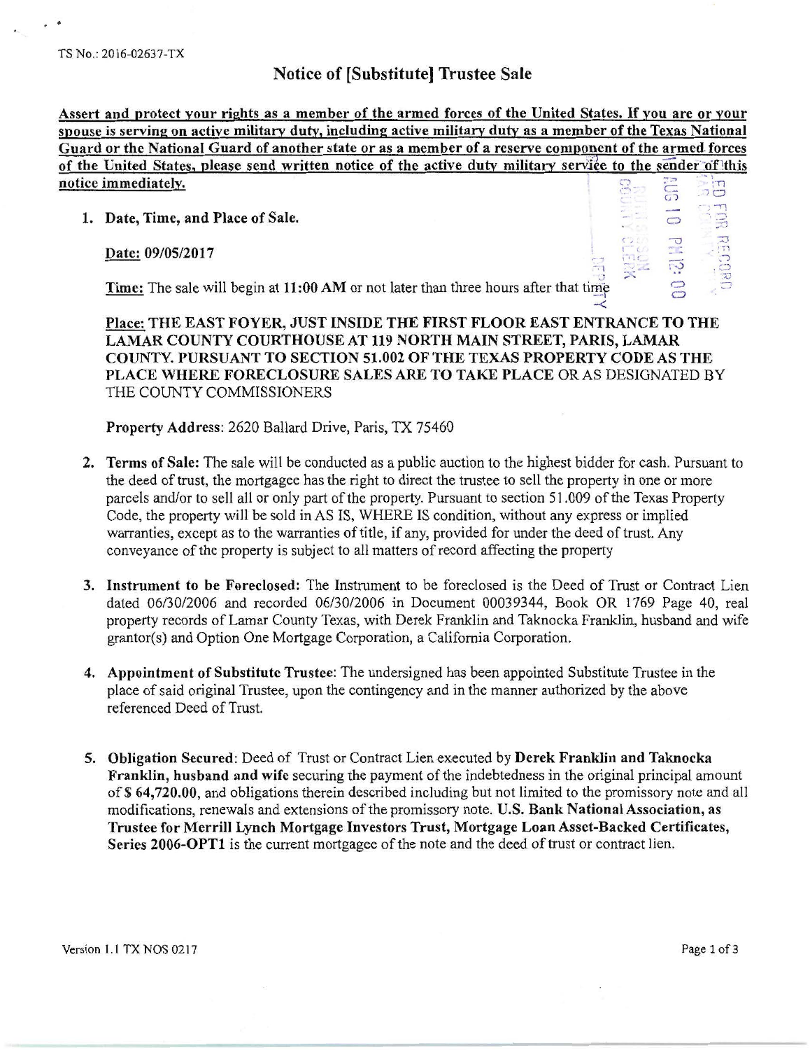TS No.: 2016-02637-TX

# Notice of [Substitute] Trustee Sale

**Assert and protect your rights as a member of the armed forces of the United States. If you are or your spouse is serving on active military duty, including active military duty as a member of the Texas National Guard or the National Guard of another state or as a member of a reserve component of the armed forces of the United States, please send written notice of the active duty military service to the sender of this notice immediately.**

1. **Date, Time, and Place of Sale.**

   **Date: 09/05/2017**

   **Time:** The sale will begin at **11:00 AM** or not later than three hours after that time

   **Place: THE EAST FOYER, JUST INSIDE THE FIRST FLOOR EAST ENTRANCE TO THE LAMAR COUNTY COURTHOUSE AT 119 NORTH MAIN STREET, PARIS, LAMAR COUNTY. PURSUANT TO SECTION 51.002 OF THE TEXAS PROPERTY CODE AS THE PLACE WHERE FORECLOSURE SALES ARE TO TAKE PLACE** OR AS DESIGNATED BY THE COUNTY COMMISSIONERS

   **Property Address**: 2620 Ballard Drive, Paris, TX 75460

2. **Terms of Sale:** The sale will be conducted as a public auction to the highest bidder for cash. Pursuant to the deed of trust, the mortgagee has the right to direct the trustee to sell the property in one or more parcels and/or to sell all or only part of the property. Pursuant to section 51.009 of the Texas Property Code, the property will be sold in AS IS, WHERE IS condition, without any express or implied warranties, except as to the warranties of title, if any, provided for under the deed of trust. Any conveyance of the property is subject to all matters of record affecting the property

3. **Instrument to be Foreclosed:** The Instrument to be foreclosed is the Deed of Trust or Contract Lien dated 06/30/2006 and recorded 06/30/2006 in Document 00039344, Book OR 1769 Page 40, real property records of Lamar County Texas, with Derek Franklin and Taknocka Franklin, husband and wife grantor(s) and Option One Mortgage Corporation, a California Corporation.

4. **Appointment of Substitute Trustee**: The undersigned has been appointed Substitute Trustee in the place of said original Trustee, upon the contingency and in the manner authorized by the above referenced Deed of Trust.

5. **Obligation Secured**: Deed of Trust or Contract Lien executed by **Derek Franklin and Taknocka Franklin, husband and wife** securing the payment of the indebtedness in the original principal amount of $ 64,720.00, and obligations therein described including but not limited to the promissory note and all modifications, renewals and extensions of the promissory note. **U.S. Bank National Association, as Trustee for Merrill Lynch Mortgage Investors Trust, Mortgage Loan Asset-Backed Certificates, Series 2006-OPT1** is the current mortgagee of the note and the deed of trust or contract lien.

Version 1.1 TX NOS 0217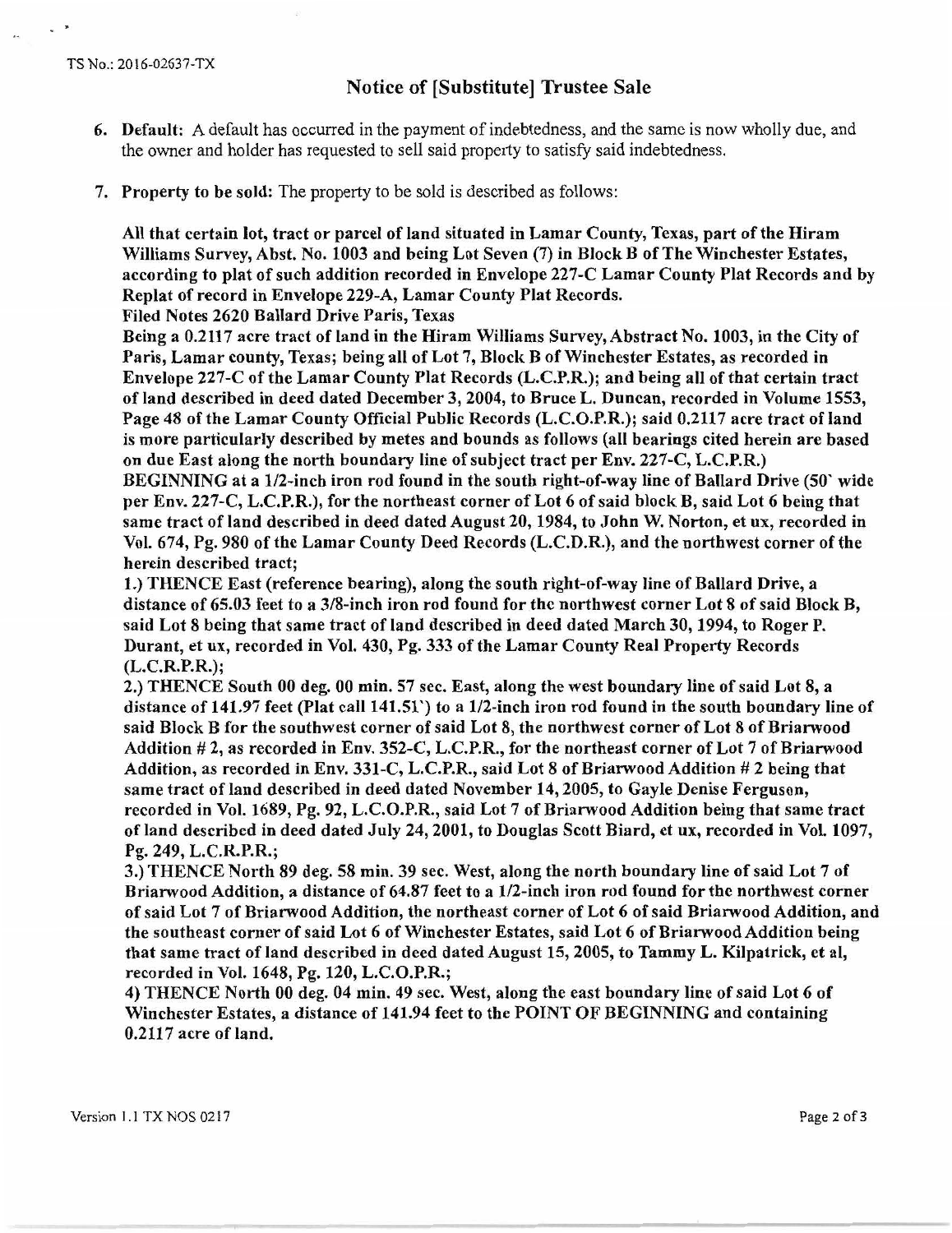TS No.: 2016-02637-TX

## Notice of [Substitute] Trustee Sale

6. **Default:** A default has occurred in the payment of indebtedness, and the same is now wholly due, and the owner and holder has requested to sell said property to satisfy said indebtedness.

7. **Property to be sold:** The property to be sold is described as follows:

**All that certain lot, tract or parcel of land situated in Lamar County, Texas, part of the Hiram Williams Survey, Abst. No. 1003 and being Lot Seven (7) in Block B of The Winchester Estates, according to plat of such addition recorded in Envelope 227-C Lamar County Plat Records and by Replat of record in Envelope 229-A, Lamar County Plat Records.**

**Filed Notes 2620 Ballard Drive Paris, Texas**

**Being a 0.2117 acre tract of land in the Hiram Williams Survey, Abstract No. 1003, in the City of Paris, Lamar county, Texas; being all of Lot 7, Block B of Winchester Estates, as recorded in Envelope 227-C of the Lamar County Plat Records (L.C.P.R.); and being all of that certain tract of land described in deed dated December 3, 2004, to Bruce L. Duncan, recorded in Volume 1553, Page 48 of the Lamar County Official Public Records (L.C.O.P.R.); said 0.2117 acre tract of land is more particularly described by metes and bounds as follows (all bearings cited herein are based on due East along the north boundary line of subject tract per Env. 227-C, L.C.P.R.)**

**BEGINNING at a 1/2-inch iron rod found in the south right-of-way line of Ballard Drive (50' wide per Env. 227-C, L.C.P.R.), for the northeast corner of Lot 6 of said block B, said Lot 6 being that same tract of land described in deed dated August 20, 1984, to John W. Norton, et ux, recorded in Vol. 674, Pg. 980 of the Lamar County Deed Records (L.C.D.R.), and the northwest corner of the herein described tract;**

**1.) THENCE East (reference bearing), along the south right-of-way line of Ballard Drive, a distance of 65.03 feet to a 3/8-inch iron rod found for the northwest corner Lot 8 of said Block B, said Lot 8 being that same tract of land described in deed dated March 30, 1994, to Roger P. Durant, et ux, recorded in Vol. 430, Pg. 333 of the Lamar County Real Property Records (L.C.R.P.R.);**

**2.) THENCE South 00 deg. 00 min. 57 sec. East, along the west boundary line of said Lot 8, a distance of 141.97 feet (Plat call 141.51') to a 1/2-inch iron rod found in the south boundary line of said Block B for the southwest corner of said Lot 8, the northwest corner of Lot 8 of Briarwood Addition # 2, as recorded in Env. 352-C, L.C.P.R., for the northeast corner of Lot 7 of Briarwood Addition, as recorded in Env. 331-C, L.C.P.R., said Lot 8 of Briarwood Addition # 2 being that same tract of land described in deed dated November 14, 2005, to Gayle Denise Ferguson, recorded in Vol. 1689, Pg. 92, L.C.O.P.R., said Lot 7 of Briarwood Addition being that same tract of land described in deed dated July 24, 2001, to Douglas Scott Biard, et ux, recorded in Vol. 1097, Pg. 249, L.C.R.P.R.;**

**3.) THENCE North 89 deg. 58 min. 39 sec. West, along the north boundary line of said Lot 7 of Briarwood Addition, a distance of 64.87 feet to a 1/2-inch iron rod found for the northwest corner of said Lot 7 of Briarwood Addition, the northeast corner of Lot 6 of said Briarwood Addition, and the southeast corner of said Lot 6 of Winchester Estates, said Lot 6 of Briarwood Addition being that same tract of land described in deed dated August 15, 2005, to Tammy L. Kilpatrick, et al, recorded in Vol. 1648, Pg. 120, L.C.O.P.R.;**

**4) THENCE North 00 deg. 04 min. 49 sec. West, along the east boundary line of said Lot 6 of Winchester Estates, a distance of 141.94 feet to the POINT OF BEGINNING and containing 0.2117 acre of land.**

Version 1.1 TX NOS 0217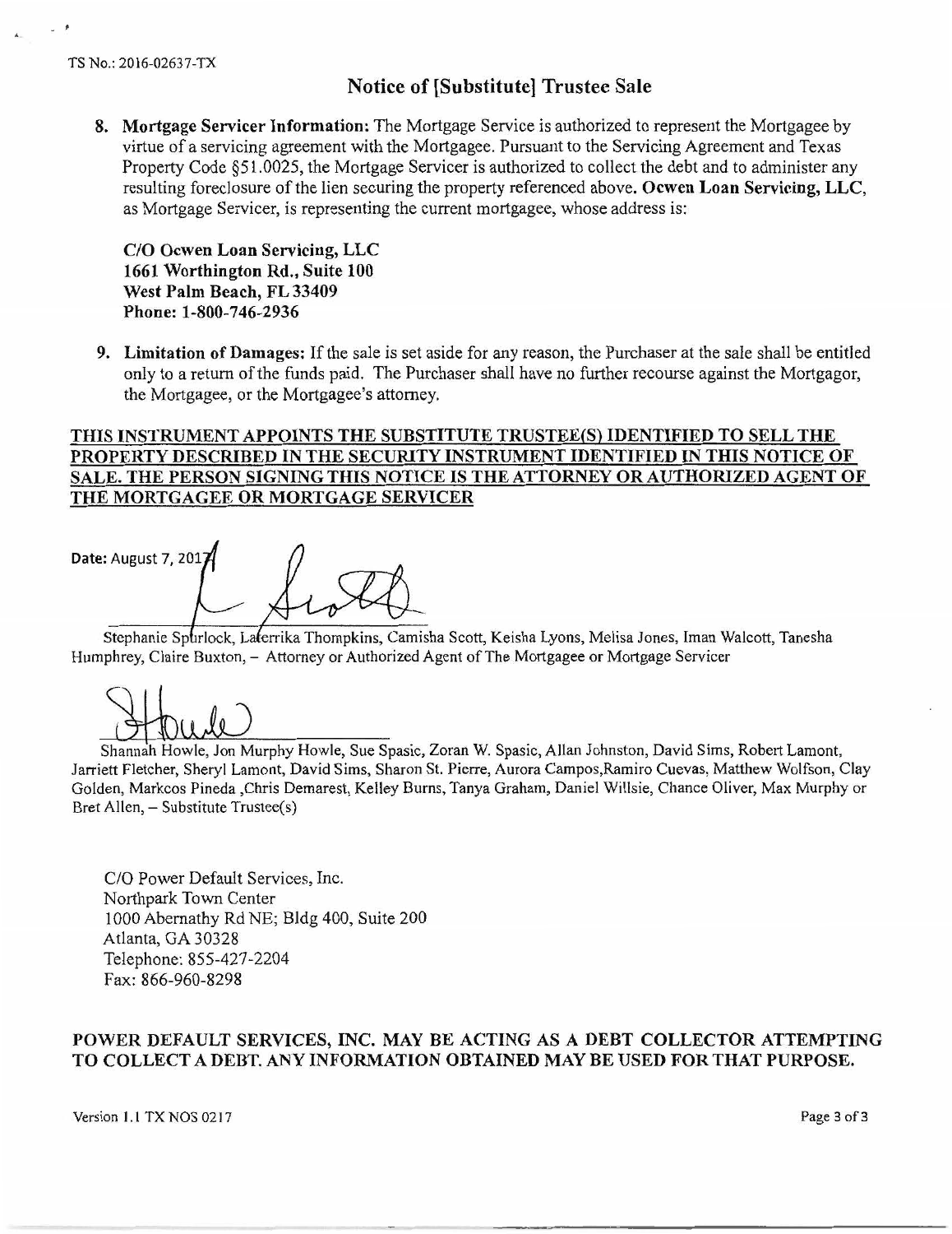TS No.: 2016-02637-TX

# Notice of [Substitute] Trustee Sale

8. **Mortgage Servicer Information:** The Mortgage Service is authorized to represent the Mortgagee by virtue of a servicing agreement with the Mortgagee. Pursuant to the Servicing Agreement and Texas Property Code §51.0025, the Mortgage Servicer is authorized to collect the debt and to administer any resulting foreclosure of the lien securing the property referenced above. **Ocwen Loan Servicing, LLC**, as Mortgage Servicer, is representing the current mortgagee, whose address is:

   **C/O Ocwen Loan Servicing, LLC**
   **1661 Worthington Rd., Suite 100**
   **West Palm Beach, FL 33409**
   **Phone: 1-800-746-2936**

9. **Limitation of Damages:** If the sale is set aside for any reason, the Purchaser at the sale shall be entitled only to a return of the funds paid. The Purchaser shall have no further recourse against the Mortgagor, the Mortgagee, or the Mortgagee's attorney.

**THIS INSTRUMENT APPOINTS THE SUBSTITUTE TRUSTEE(S) IDENTIFIED TO SELL THE PROPERTY DESCRIBED IN THE SECURITY INSTRUMENT IDENTIFIED IN THIS NOTICE OF SALE. THE PERSON SIGNING THIS NOTICE IS THE ATTORNEY OR AUTHORIZED AGENT OF THE MORTGAGEE OR MORTGAGE SERVICER**

**Date:** August 7, 2017

Stephanie Spurlock, Laterrika Thompkins, Camisha Scott, Keisha Lyons, Melisa Jones, Iman Walcott, Tanesha Humphrey, Claire Buxton, – Attorney or Authorized Agent of The Mortgagee or Mortgage Servicer

Shannah Howle, Jon Murphy Howle, Sue Spasic, Zoran W. Spasic, Allan Johnston, David Sims, Robert Lamont, Jarriett Fletcher, Sheryl Lamont, David Sims, Sharon St. Pierre, Aurora Campos,Ramiro Cuevas, Matthew Wolfson, Clay Golden, Markcos Pineda ,Chris Demarest, Kelley Burns, Tanya Graham, Daniel Willsie, Chance Oliver, Max Murphy or Bret Allen, – Substitute Trustee(s)

C/O Power Default Services, Inc.
Northpark Town Center
1000 Abernathy Rd NE; Bldg 400, Suite 200
Atlanta, GA 30328
Telephone: 855-427-2204
Fax: 866-960-8298

**POWER DEFAULT SERVICES, INC. MAY BE ACTING AS A DEBT COLLECTOR ATTEMPTING TO COLLECT A DEBT. ANY INFORMATION OBTAINED MAY BE USED FOR THAT PURPOSE.**

Version 1.1 TX NOS 0217